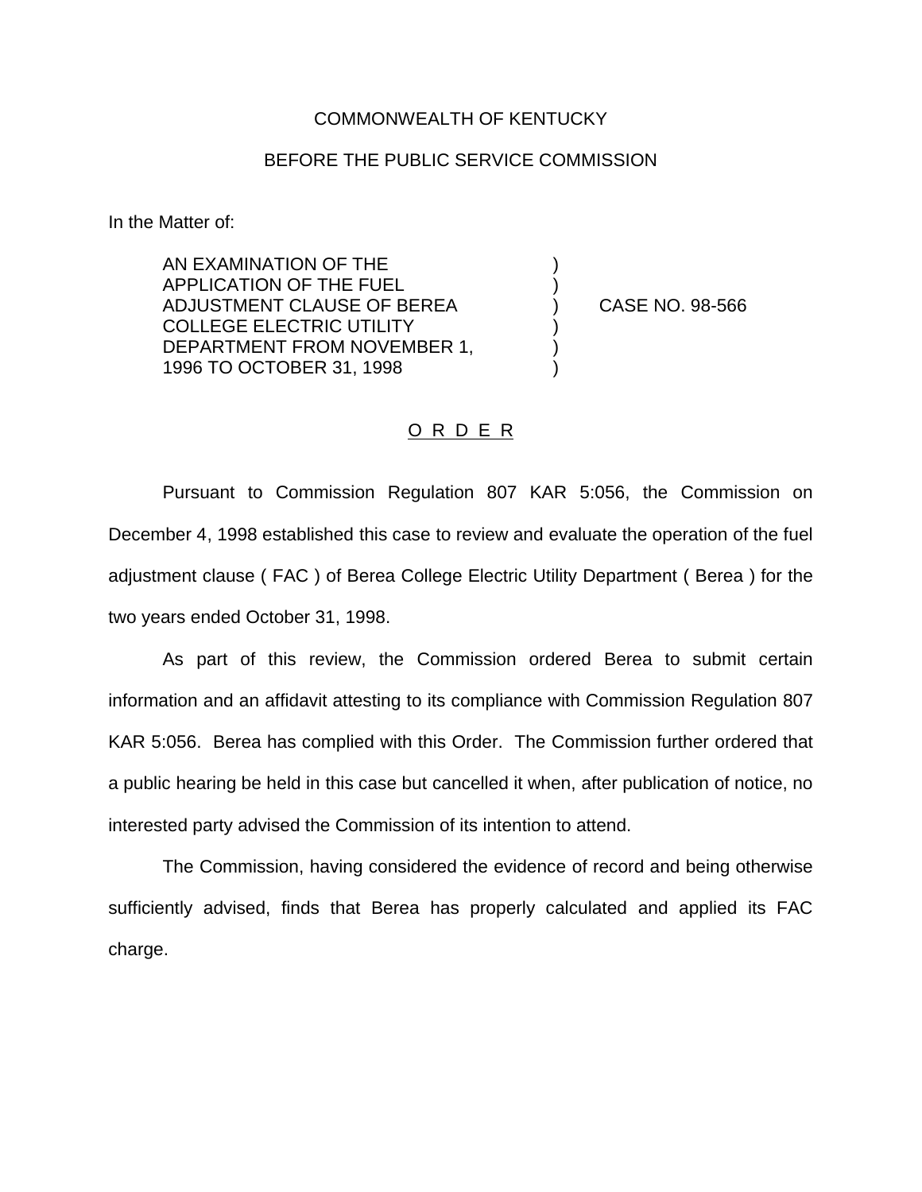COMMONWEALTH OF KENTUCKY

BEFORE THE PUBLIC SERVICE COMMISSION

In the Matter of:

AN EXAMINATION OF THE APPLICATION OF THE FUEL ADJUSTMENT CLAUSE OF BEREA COLLEGE ELECTRIC UTILITY DEPARTMENT FROM NOVEMBER 1, 1996 TO OCTOBER 31, 1998 ) CASE NO. 98-566

O R D E R

Pursuant to Commission Regulation 807 KAR 5:056, the Commission on December 4, 1998 established this case to review and evaluate the operation of the fuel adjustment clause ( FAC ) of Berea College Electric Utility Department ( Berea ) for the two years ended October 31, 1998.

As part of this review, the Commission ordered Berea to submit certain information and an affidavit attesting to its compliance with Commission Regulation 807 KAR 5:056. Berea has complied with this Order. The Commission further ordered that a public hearing be held in this case but cancelled it when, after publication of notice, no interested party advised the Commission of its intention to attend.

The Commission, having considered the evidence of record and being otherwise sufficiently advised, finds that Berea has properly calculated and applied its FAC charge.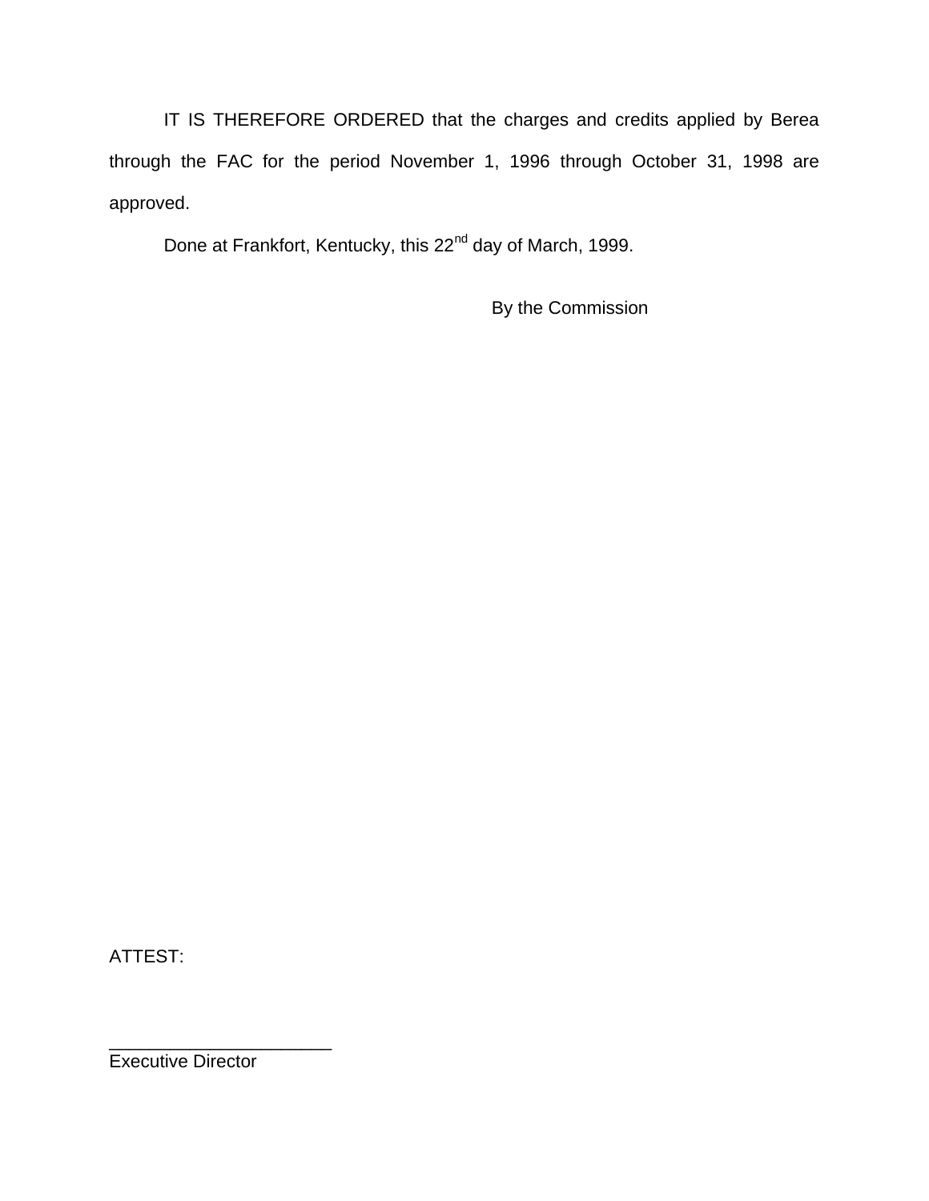IT IS THEREFORE ORDERED that the charges and credits applied by Berea through the FAC for the period November 1, 1996 through October 31, 1998 are approved.

Done at Frankfort, Kentucky, this 22nd day of March, 1999.

By the Commission

ATTEST:

______________________

Executive Director